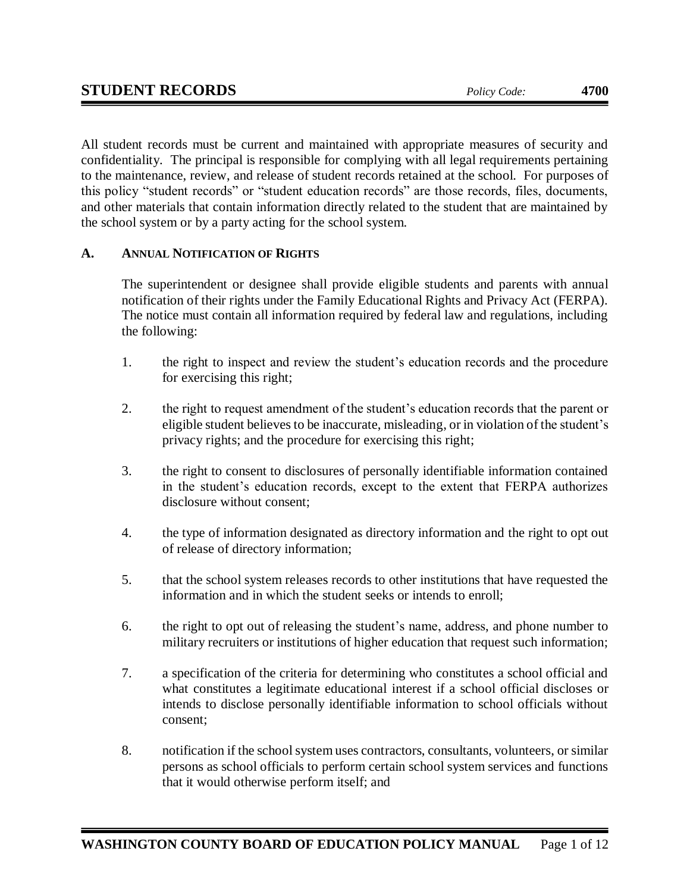# STUDENT RECORDS

*Policy Code:* **4700**

All student records must be current and maintained with appropriate measures of security and confidentiality. The principal is responsible for complying with all legal requirements pertaining to the maintenance, review, and release of student records retained at the school. For purposes of this policy "student records" or "student education records" are those records, files, documents, and other materials that contain information directly related to the student that are maintained by the school system or by a party acting for the school system.

## A. ANNUAL NOTIFICATION OF RIGHTS

The superintendent or designee shall provide eligible students and parents with annual notification of their rights under the Family Educational Rights and Privacy Act (FERPA). The notice must contain all information required by federal law and regulations, including the following:

1. the right to inspect and review the student's education records and the procedure for exercising this right;
2. the right to request amendment of the student's education records that the parent or eligible student believes to be inaccurate, misleading, or in violation of the student's privacy rights; and the procedure for exercising this right;
3. the right to consent to disclosures of personally identifiable information contained in the student's education records, except to the extent that FERPA authorizes disclosure without consent;
4. the type of information designated as directory information and the right to opt out of release of directory information;
5. that the school system releases records to other institutions that have requested the information and in which the student seeks or intends to enroll;
6. the right to opt out of releasing the student's name, address, and phone number to military recruiters or institutions of higher education that request such information;
7. a specification of the criteria for determining who constitutes a school official and what constitutes a legitimate educational interest if a school official discloses or intends to disclose personally identifiable information to school officials without consent;
8. notification if the school system uses contractors, consultants, volunteers, or similar persons as school officials to perform certain school system services and functions that it would otherwise perform itself; and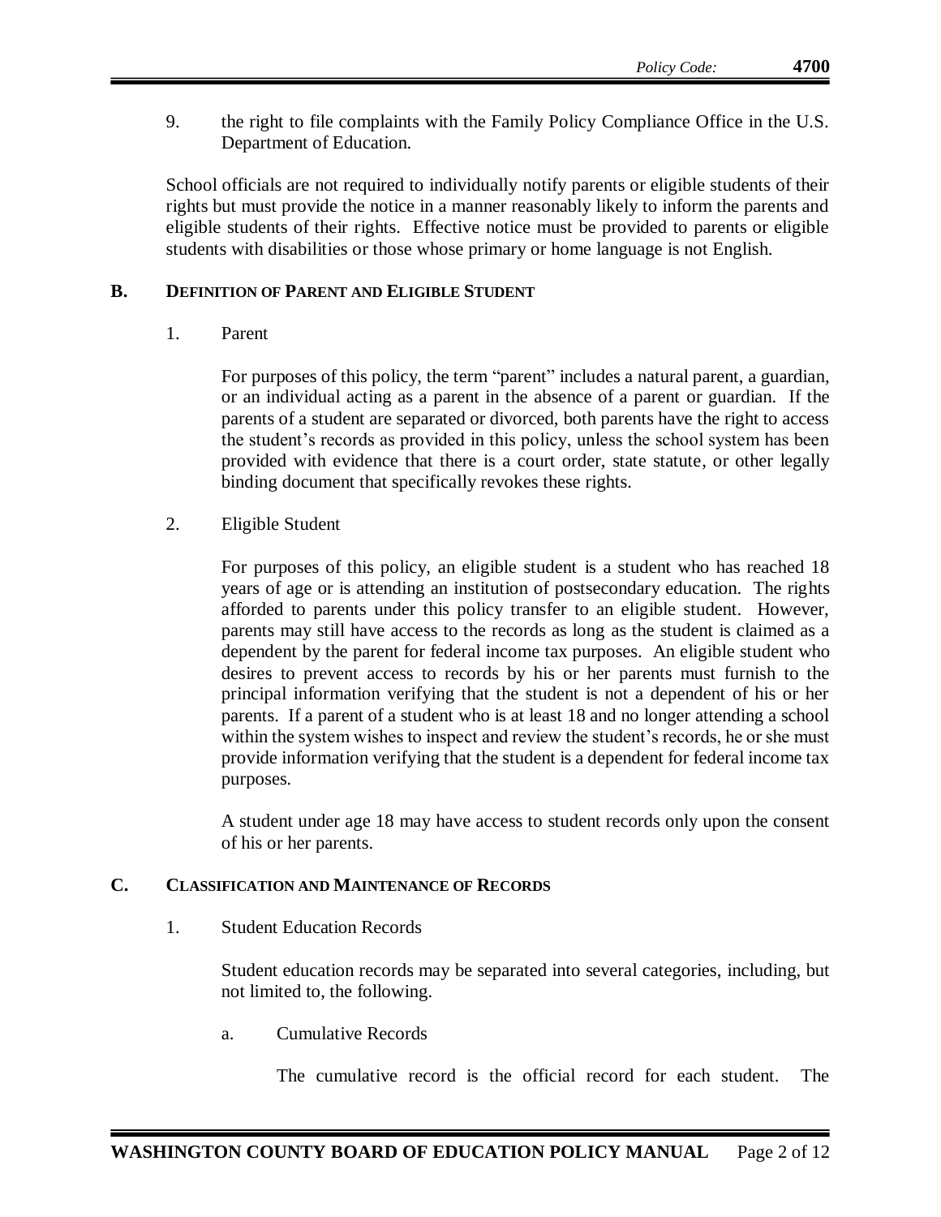9. the right to file complaints with the Family Policy Compliance Office in the U.S. Department of Education.

School officials are not required to individually notify parents or eligible students of their rights but must provide the notice in a manner reasonably likely to inform the parents and eligible students of their rights. Effective notice must be provided to parents or eligible students with disabilities or those whose primary or home language is not English.

## B. Definition of Parent and Eligible Student

1. Parent

   For purposes of this policy, the term "parent" includes a natural parent, a guardian, or an individual acting as a parent in the absence of a parent or guardian. If the parents of a student are separated or divorced, both parents have the right to access the student's records as provided in this policy, unless the school system has been provided with evidence that there is a court order, state statute, or other legally binding document that specifically revokes these rights.

2. Eligible Student

   For purposes of this policy, an eligible student is a student who has reached 18 years of age or is attending an institution of postsecondary education. The rights afforded to parents under this policy transfer to an eligible student. However, parents may still have access to the records as long as the student is claimed as a dependent by the parent for federal income tax purposes. An eligible student who desires to prevent access to records by his or her parents must furnish to the principal information verifying that the student is not a dependent of his or her parents. If a parent of a student who is at least 18 and no longer attending a school within the system wishes to inspect and review the student's records, he or she must provide information verifying that the student is a dependent for federal income tax purposes.

   A student under age 18 may have access to student records only upon the consent of his or her parents.

## C. Classification and Maintenance of Records

1. Student Education Records

   Student education records may be separated into several categories, including, but not limited to, the following.

   a. Cumulative Records

      The cumulative record is the official record for each student. The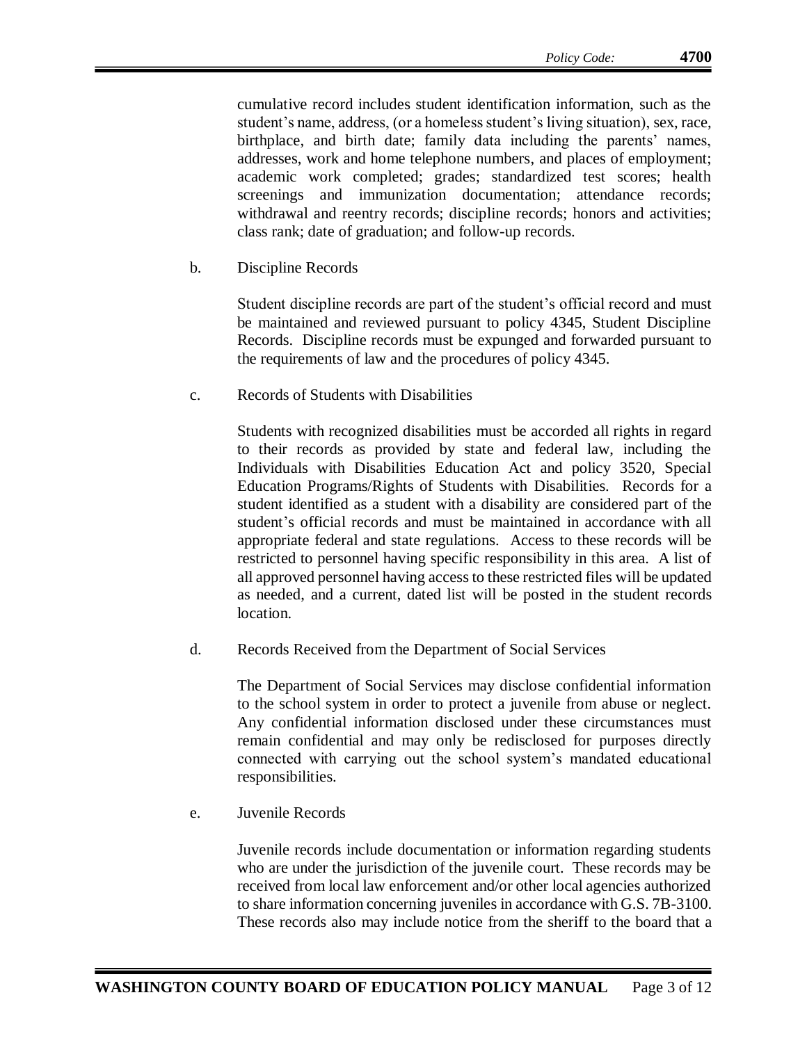cumulative record includes student identification information, such as the student's name, address, (or a homeless student's living situation), sex, race, birthplace, and birth date; family data including the parents' names, addresses, work and home telephone numbers, and places of employment; academic work completed; grades; standardized test scores; health screenings and immunization documentation; attendance records; withdrawal and reentry records; discipline records; honors and activities; class rank; date of graduation; and follow-up records.

b. Discipline Records

Student discipline records are part of the student's official record and must be maintained and reviewed pursuant to policy 4345, Student Discipline Records. Discipline records must be expunged and forwarded pursuant to the requirements of law and the procedures of policy 4345.

c. Records of Students with Disabilities

Students with recognized disabilities must be accorded all rights in regard to their records as provided by state and federal law, including the Individuals with Disabilities Education Act and policy 3520, Special Education Programs/Rights of Students with Disabilities. Records for a student identified as a student with a disability are considered part of the student's official records and must be maintained in accordance with all appropriate federal and state regulations. Access to these records will be restricted to personnel having specific responsibility in this area. A list of all approved personnel having access to these restricted files will be updated as needed, and a current, dated list will be posted in the student records location.

d. Records Received from the Department of Social Services

The Department of Social Services may disclose confidential information to the school system in order to protect a juvenile from abuse or neglect. Any confidential information disclosed under these circumstances must remain confidential and may only be redisclosed for purposes directly connected with carrying out the school system's mandated educational responsibilities.

e. Juvenile Records

Juvenile records include documentation or information regarding students who are under the jurisdiction of the juvenile court. These records may be received from local law enforcement and/or other local agencies authorized to share information concerning juveniles in accordance with G.S. 7B-3100. These records also may include notice from the sheriff to the board that a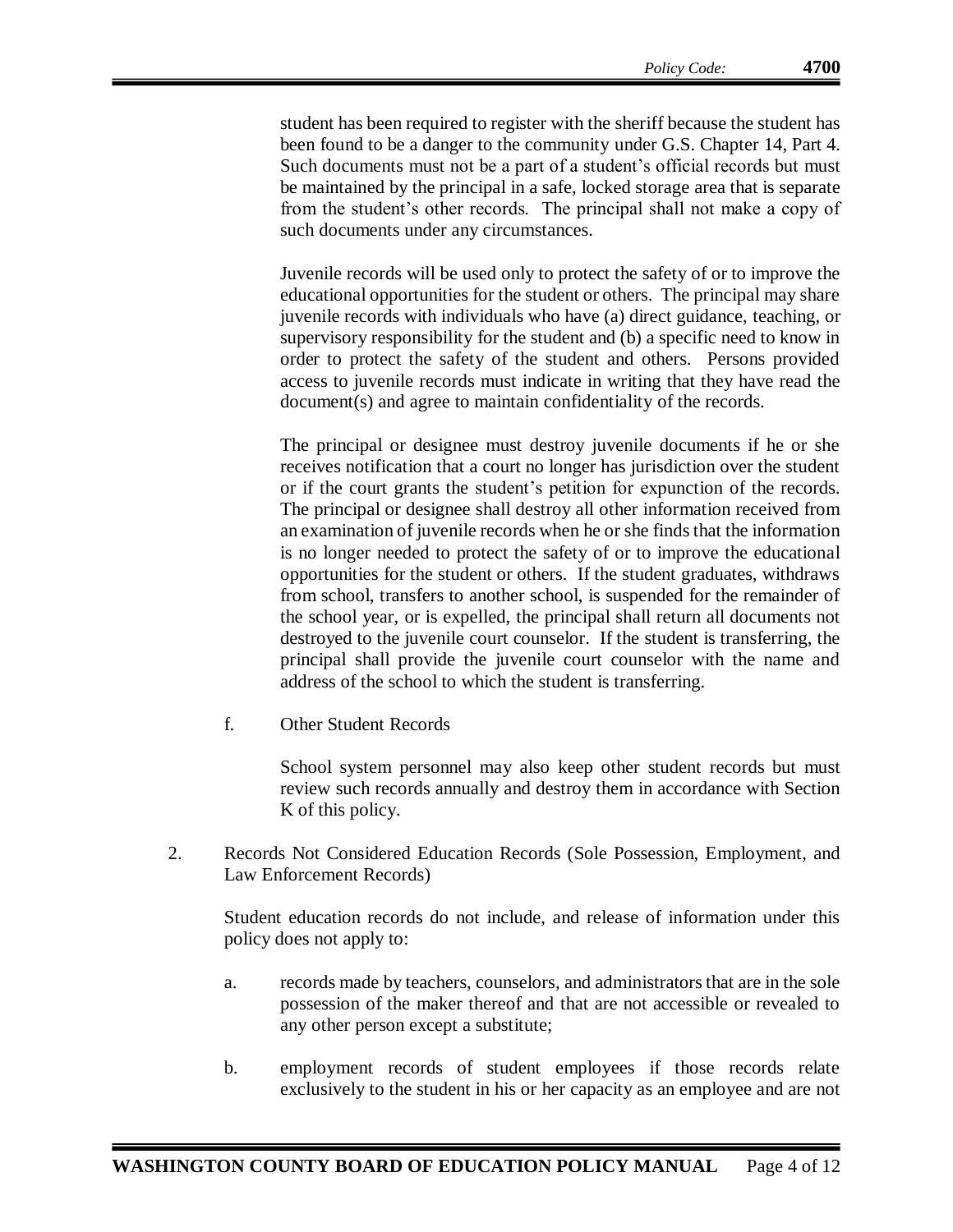student has been required to register with the sheriff because the student has been found to be a danger to the community under G.S. Chapter 14, Part 4. Such documents must not be a part of a student's official records but must be maintained by the principal in a safe, locked storage area that is separate from the student's other records. The principal shall not make a copy of such documents under any circumstances.

Juvenile records will be used only to protect the safety of or to improve the educational opportunities for the student or others. The principal may share juvenile records with individuals who have (a) direct guidance, teaching, or supervisory responsibility for the student and (b) a specific need to know in order to protect the safety of the student and others. Persons provided access to juvenile records must indicate in writing that they have read the document(s) and agree to maintain confidentiality of the records.

The principal or designee must destroy juvenile documents if he or she receives notification that a court no longer has jurisdiction over the student or if the court grants the student's petition for expunction of the records. The principal or designee shall destroy all other information received from an examination of juvenile records when he or she finds that the information is no longer needed to protect the safety of or to improve the educational opportunities for the student or others. If the student graduates, withdraws from school, transfers to another school, is suspended for the remainder of the school year, or is expelled, the principal shall return all documents not destroyed to the juvenile court counselor. If the student is transferring, the principal shall provide the juvenile court counselor with the name and address of the school to which the student is transferring.

f. Other Student Records

School system personnel may also keep other student records but must review such records annually and destroy them in accordance with Section K of this policy.

2. Records Not Considered Education Records (Sole Possession, Employment, and Law Enforcement Records)

Student education records do not include, and release of information under this policy does not apply to:

a. records made by teachers, counselors, and administrators that are in the sole possession of the maker thereof and that are not accessible or revealed to any other person except a substitute;

b. employment records of student employees if those records relate exclusively to the student in his or her capacity as an employee and are not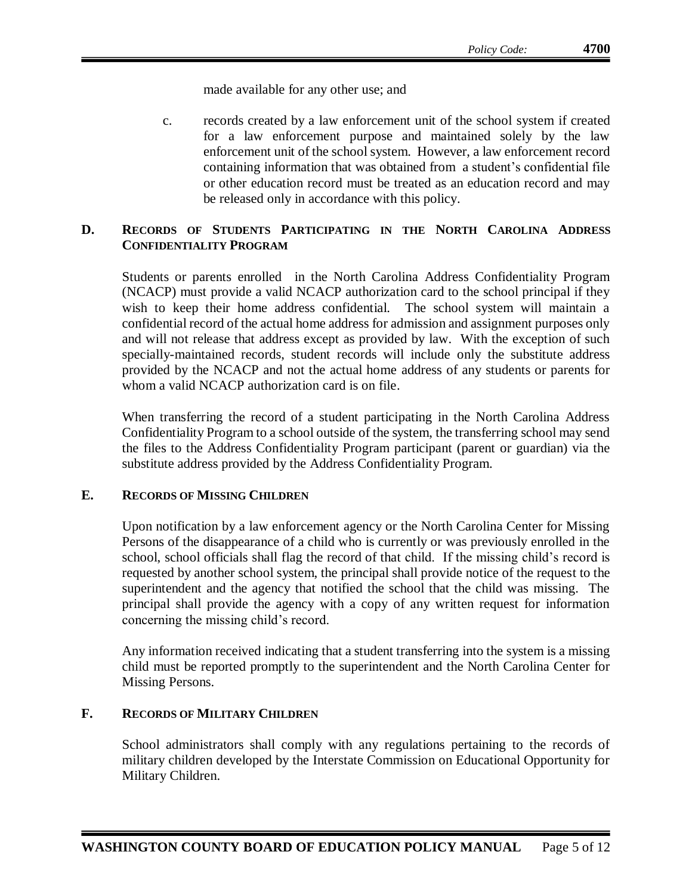made available for any other use; and

c. records created by a law enforcement unit of the school system if created for a law enforcement purpose and maintained solely by the law enforcement unit of the school system. However, a law enforcement record containing information that was obtained from a student's confidential file or other education record must be treated as an education record and may be released only in accordance with this policy.

### D. Records of Students Participating in the North Carolina Address Confidentiality Program

Students or parents enrolled in the North Carolina Address Confidentiality Program (NCACP) must provide a valid NCACP authorization card to the school principal if they wish to keep their home address confidential. The school system will maintain a confidential record of the actual home address for admission and assignment purposes only and will not release that address except as provided by law. With the exception of such specially-maintained records, student records will include only the substitute address provided by the NCACP and not the actual home address of any students or parents for whom a valid NCACP authorization card is on file.

When transferring the record of a student participating in the North Carolina Address Confidentiality Program to a school outside of the system, the transferring school may send the files to the Address Confidentiality Program participant (parent or guardian) via the substitute address provided by the Address Confidentiality Program.

### E. Records of Missing Children

Upon notification by a law enforcement agency or the North Carolina Center for Missing Persons of the disappearance of a child who is currently or was previously enrolled in the school, school officials shall flag the record of that child. If the missing child's record is requested by another school system, the principal shall provide notice of the request to the superintendent and the agency that notified the school that the child was missing. The principal shall provide the agency with a copy of any written request for information concerning the missing child's record.

Any information received indicating that a student transferring into the system is a missing child must be reported promptly to the superintendent and the North Carolina Center for Missing Persons.

### F. Records of Military Children

School administrators shall comply with any regulations pertaining to the records of military children developed by the Interstate Commission on Educational Opportunity for Military Children.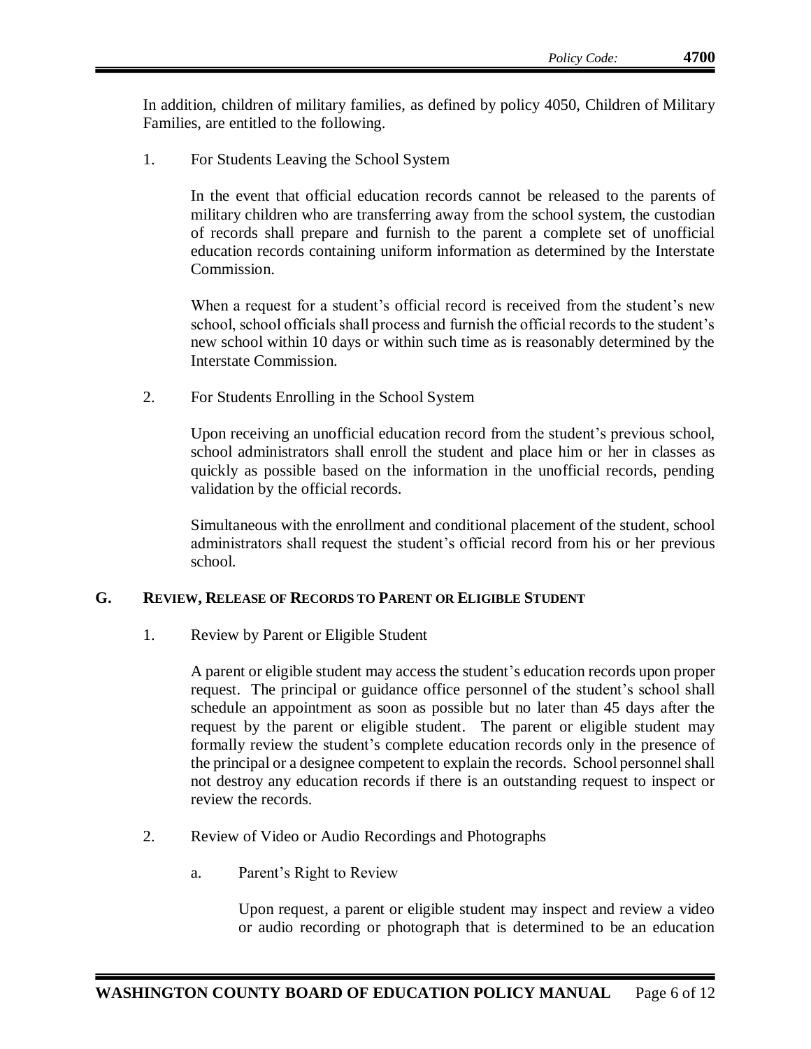In addition, children of military families, as defined by policy 4050, Children of Military Families, are entitled to the following.

1. For Students Leaving the School System

   In the event that official education records cannot be released to the parents of military children who are transferring away from the school system, the custodian of records shall prepare and furnish to the parent a complete set of unofficial education records containing uniform information as determined by the Interstate Commission.

   When a request for a student's official record is received from the student's new school, school officials shall process and furnish the official records to the student's new school within 10 days or within such time as is reasonably determined by the Interstate Commission.

2. For Students Enrolling in the School System

   Upon receiving an unofficial education record from the student's previous school, school administrators shall enroll the student and place him or her in classes as quickly as possible based on the information in the unofficial records, pending validation by the official records.

   Simultaneous with the enrollment and conditional placement of the student, school administrators shall request the student's official record from his or her previous school.

## G. Review, Release of Records to Parent or Eligible Student

1. Review by Parent or Eligible Student

   A parent or eligible student may access the student's education records upon proper request. The principal or guidance office personnel of the student's school shall schedule an appointment as soon as possible but no later than 45 days after the request by the parent or eligible student. The parent or eligible student may formally review the student's complete education records only in the presence of the principal or a designee competent to explain the records. School personnel shall not destroy any education records if there is an outstanding request to inspect or review the records.

2. Review of Video or Audio Recordings and Photographs

   a. Parent's Right to Review

      Upon request, a parent or eligible student may inspect and review a video or audio recording or photograph that is determined to be an education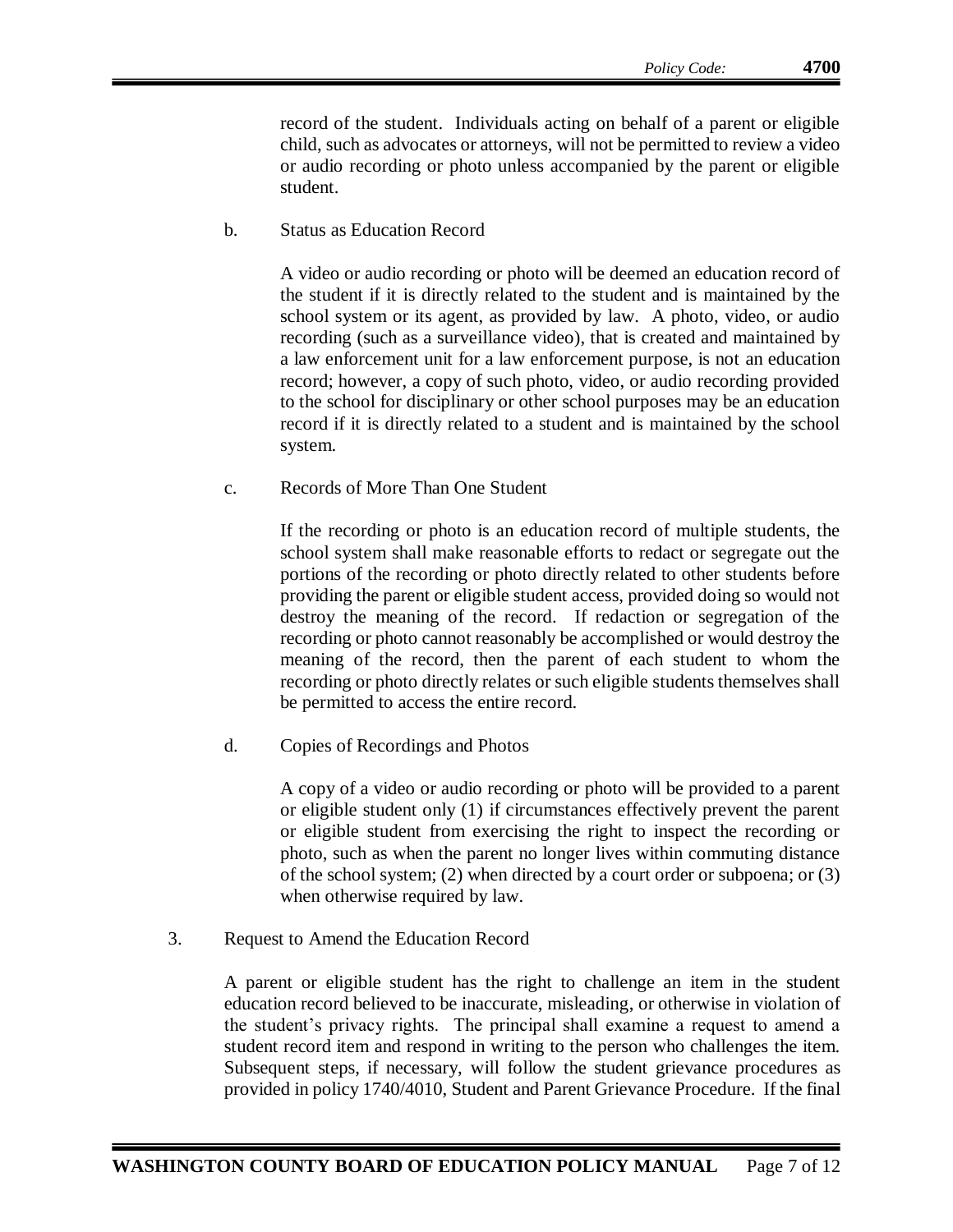record of the student. Individuals acting on behalf of a parent or eligible child, such as advocates or attorneys, will not be permitted to review a video or audio recording or photo unless accompanied by the parent or eligible student.

b. Status as Education Record

A video or audio recording or photo will be deemed an education record of the student if it is directly related to the student and is maintained by the school system or its agent, as provided by law. A photo, video, or audio recording (such as a surveillance video), that is created and maintained by a law enforcement unit for a law enforcement purpose, is not an education record; however, a copy of such photo, video, or audio recording provided to the school for disciplinary or other school purposes may be an education record if it is directly related to a student and is maintained by the school system.

c. Records of More Than One Student

If the recording or photo is an education record of multiple students, the school system shall make reasonable efforts to redact or segregate out the portions of the recording or photo directly related to other students before providing the parent or eligible student access, provided doing so would not destroy the meaning of the record. If redaction or segregation of the recording or photo cannot reasonably be accomplished or would destroy the meaning of the record, then the parent of each student to whom the recording or photo directly relates or such eligible students themselves shall be permitted to access the entire record.

d. Copies of Recordings and Photos

A copy of a video or audio recording or photo will be provided to a parent or eligible student only (1) if circumstances effectively prevent the parent or eligible student from exercising the right to inspect the recording or photo, such as when the parent no longer lives within commuting distance of the school system; (2) when directed by a court order or subpoena; or (3) when otherwise required by law.

3. Request to Amend the Education Record

A parent or eligible student has the right to challenge an item in the student education record believed to be inaccurate, misleading, or otherwise in violation of the student's privacy rights. The principal shall examine a request to amend a student record item and respond in writing to the person who challenges the item. Subsequent steps, if necessary, will follow the student grievance procedures as provided in policy 1740/4010, Student and Parent Grievance Procedure. If the final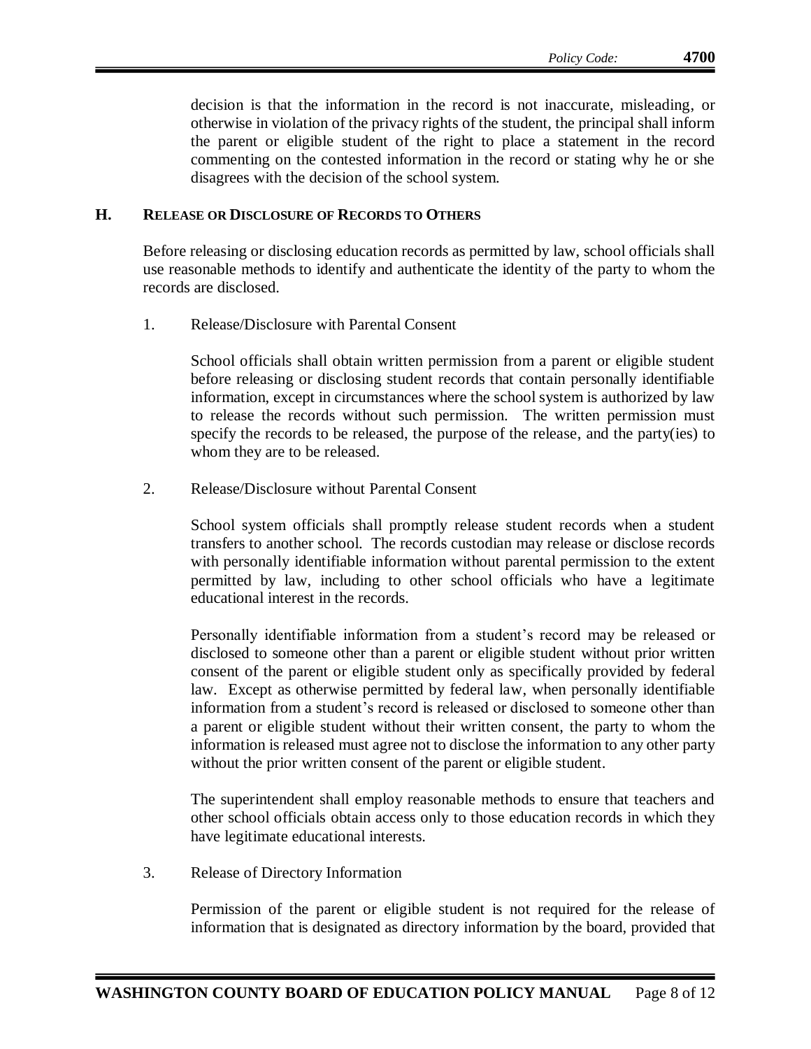decision is that the information in the record is not inaccurate, misleading, or otherwise in violation of the privacy rights of the student, the principal shall inform the parent or eligible student of the right to place a statement in the record commenting on the contested information in the record or stating why he or she disagrees with the decision of the school system.

## H. RELEASE OR DISCLOSURE OF RECORDS TO OTHERS

Before releasing or disclosing education records as permitted by law, school officials shall use reasonable methods to identify and authenticate the identity of the party to whom the records are disclosed.

1. Release/Disclosure with Parental Consent

   School officials shall obtain written permission from a parent or eligible student before releasing or disclosing student records that contain personally identifiable information, except in circumstances where the school system is authorized by law to release the records without such permission. The written permission must specify the records to be released, the purpose of the release, and the party(ies) to whom they are to be released.

2. Release/Disclosure without Parental Consent

   School system officials shall promptly release student records when a student transfers to another school. The records custodian may release or disclose records with personally identifiable information without parental permission to the extent permitted by law, including to other school officials who have a legitimate educational interest in the records.

   Personally identifiable information from a student's record may be released or disclosed to someone other than a parent or eligible student without prior written consent of the parent or eligible student only as specifically provided by federal law. Except as otherwise permitted by federal law, when personally identifiable information from a student's record is released or disclosed to someone other than a parent or eligible student without their written consent, the party to whom the information is released must agree not to disclose the information to any other party without the prior written consent of the parent or eligible student.

   The superintendent shall employ reasonable methods to ensure that teachers and other school officials obtain access only to those education records in which they have legitimate educational interests.

3. Release of Directory Information

   Permission of the parent or eligible student is not required for the release of information that is designated as directory information by the board, provided that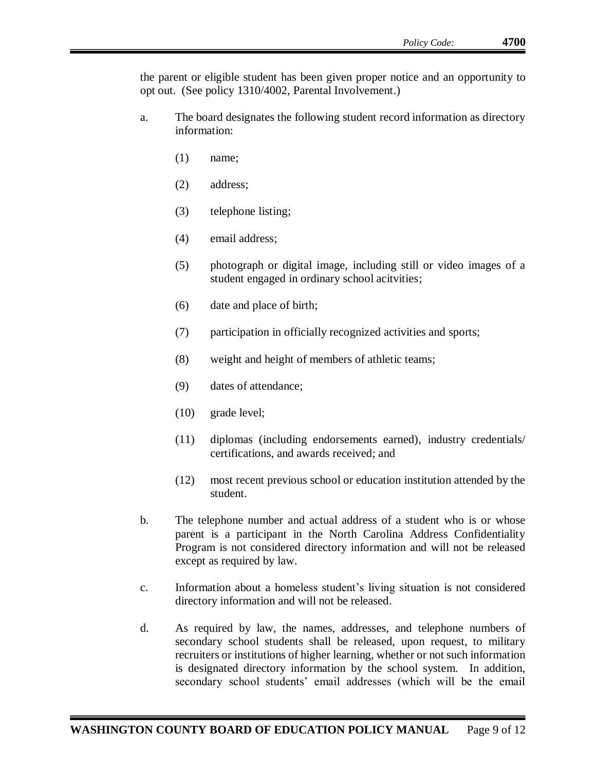the parent or eligible student has been given proper notice and an opportunity to opt out. (See policy 1310/4002, Parental Involvement.)

a. The board designates the following student record information as directory information:

   (1) name;

   (2) address;

   (3) telephone listing;

   (4) email address;

   (5) photograph or digital image, including still or video images of a student engaged in ordinary school acitvities;

   (6) date and place of birth;

   (7) participation in officially recognized activities and sports;

   (8) weight and height of members of athletic teams;

   (9) dates of attendance;

   (10) grade level;

   (11) diplomas (including endorsements earned), industry credentials/ certifications, and awards received; and

   (12) most recent previous school or education institution attended by the student.

b. The telephone number and actual address of a student who is or whose parent is a participant in the North Carolina Address Confidentiality Program is not considered directory information and will not be released except as required by law.

c. Information about a homeless student's living situation is not considered directory information and will not be released.

d. As required by law, the names, addresses, and telephone numbers of secondary school students shall be released, upon request, to military recruiters or institutions of higher learning, whether or not such information is designated directory information by the school system. In addition, secondary school students' email addresses (which will be the email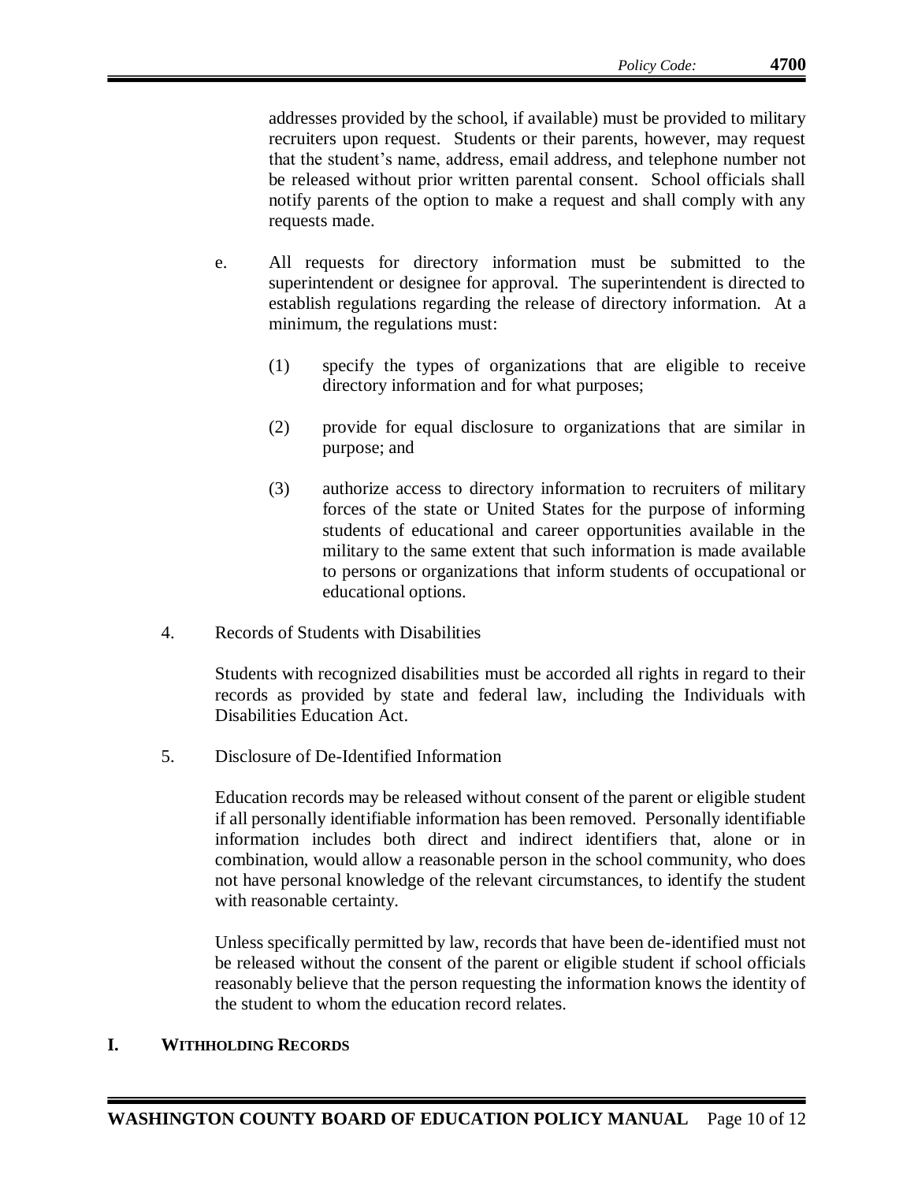addresses provided by the school, if available) must be provided to military recruiters upon request. Students or their parents, however, may request that the student's name, address, email address, and telephone number not be released without prior written parental consent. School officials shall notify parents of the option to make a request and shall comply with any requests made.

e. All requests for directory information must be submitted to the superintendent or designee for approval. The superintendent is directed to establish regulations regarding the release of directory information. At a minimum, the regulations must:

   (1) specify the types of organizations that are eligible to receive directory information and for what purposes;

   (2) provide for equal disclosure to organizations that are similar in purpose; and

   (3) authorize access to directory information to recruiters of military forces of the state or United States for the purpose of informing students of educational and career opportunities available in the military to the same extent that such information is made available to persons or organizations that inform students of occupational or educational options.

4. Records of Students with Disabilities

Students with recognized disabilities must be accorded all rights in regard to their records as provided by state and federal law, including the Individuals with Disabilities Education Act.

5. Disclosure of De-Identified Information

Education records may be released without consent of the parent or eligible student if all personally identifiable information has been removed. Personally identifiable information includes both direct and indirect identifiers that, alone or in combination, would allow a reasonable person in the school community, who does not have personal knowledge of the relevant circumstances, to identify the student with reasonable certainty.

Unless specifically permitted by law, records that have been de-identified must not be released without the consent of the parent or eligible student if school officials reasonably believe that the person requesting the information knows the identity of the student to whom the education record relates.

## I. WITHHOLDING RECORDS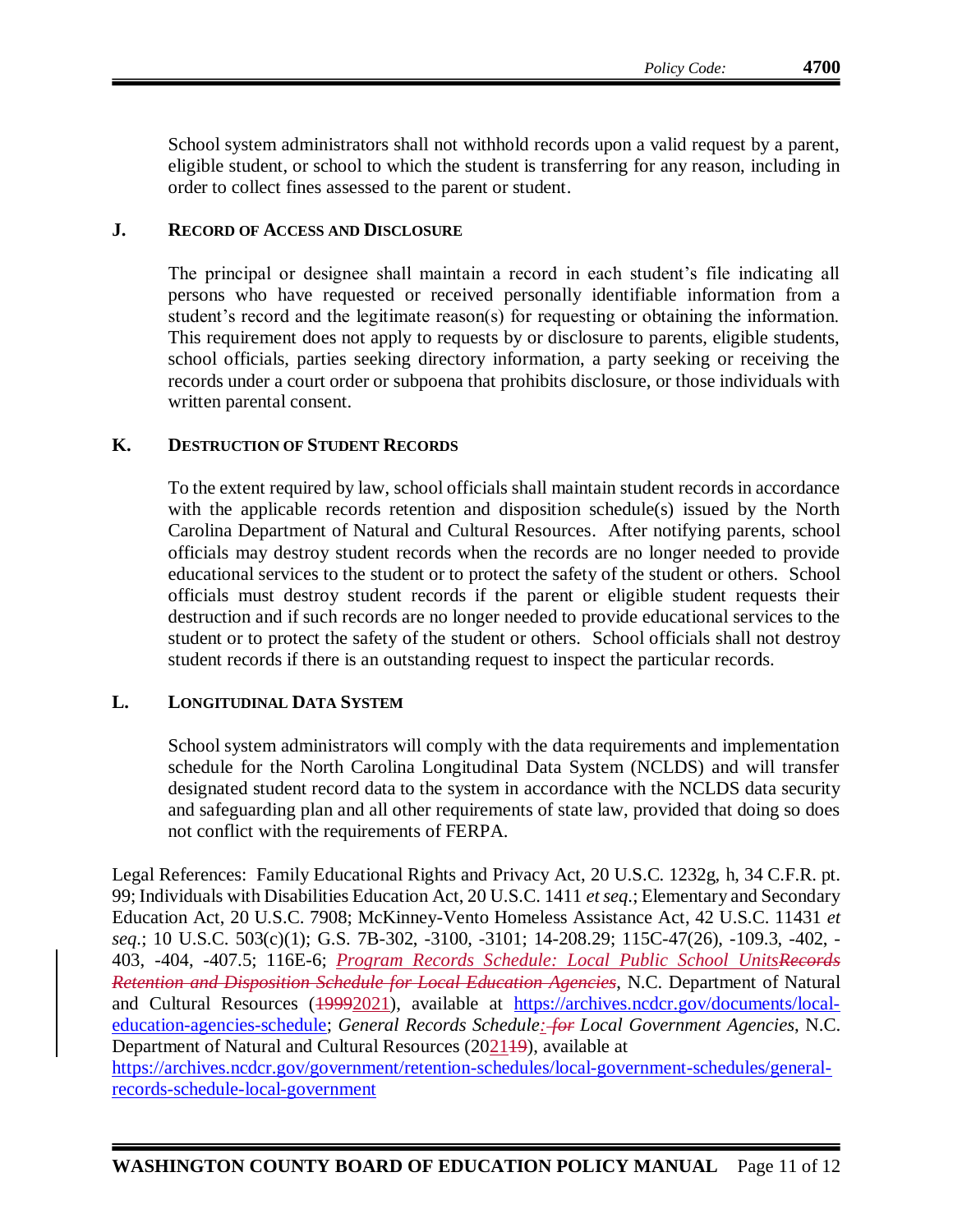School system administrators shall not withhold records upon a valid request by a parent, eligible student, or school to which the student is transferring for any reason, including in order to collect fines assessed to the parent or student.

### J. Record of Access and Disclosure

The principal or designee shall maintain a record in each student's file indicating all persons who have requested or received personally identifiable information from a student's record and the legitimate reason(s) for requesting or obtaining the information. This requirement does not apply to requests by or disclosure to parents, eligible students, school officials, parties seeking directory information, a party seeking or receiving the records under a court order or subpoena that prohibits disclosure, or those individuals with written parental consent.

### K. Destruction of Student Records

To the extent required by law, school officials shall maintain student records in accordance with the applicable records retention and disposition schedule(s) issued by the North Carolina Department of Natural and Cultural Resources. After notifying parents, school officials may destroy student records when the records are no longer needed to provide educational services to the student or to protect the safety of the student or others. School officials must destroy student records if the parent or eligible student requests their destruction and if such records are no longer needed to provide educational services to the student or to protect the safety of the student or others. School officials shall not destroy student records if there is an outstanding request to inspect the particular records.

### L. Longitudinal Data System

School system administrators will comply with the data requirements and implementation schedule for the North Carolina Longitudinal Data System (NCLDS) and will transfer designated student record data to the system in accordance with the NCLDS data security and safeguarding plan and all other requirements of state law, provided that doing so does not conflict with the requirements of FERPA.

Legal References: Family Educational Rights and Privacy Act, 20 U.S.C. 1232g, h, 34 C.F.R. pt. 99; Individuals with Disabilities Education Act, 20 U.S.C. 1411 *et seq*.; Elementary and Secondary Education Act, 20 U.S.C. 7908; McKinney-Vento Homeless Assistance Act, 42 U.S.C. 11431 *et seq*.; 10 U.S.C. 503(c)(1); G.S. 7B-302, -3100, -3101; 14-208.29; 115C-47(26), -109.3, -402, -403, -404, -407.5; 116E-6; *Program Records Schedule: Local Public School Units*~~*Records Retention and Disposition Schedule for Local Education Agencies*~~, N.C. Department of Natural and Cultural Resources (~~1999~~2021), available at https://archives.ncdcr.gov/documents/local-education-agencies-schedule; *General Records Schedule*: ~~*for*~~ *Local Government Agencies*, N.C. Department of Natural and Cultural Resources (2021~~19~~), available at https://archives.ncdcr.gov/government/retention-schedules/local-government-schedules/general-records-schedule-local-government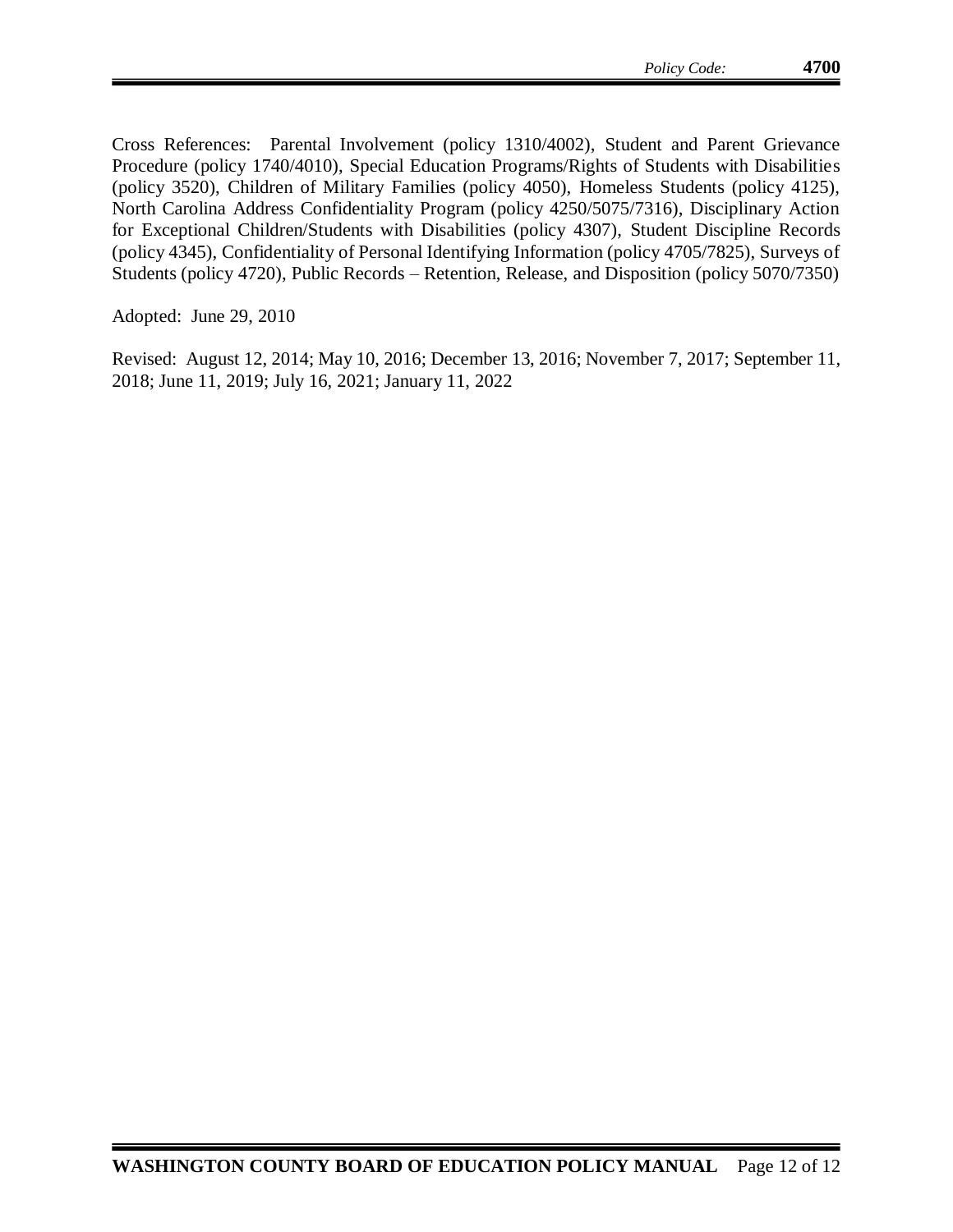Cross References: Parental Involvement (policy 1310/4002), Student and Parent Grievance Procedure (policy 1740/4010), Special Education Programs/Rights of Students with Disabilities (policy 3520), Children of Military Families (policy 4050), Homeless Students (policy 4125), North Carolina Address Confidentiality Program (policy 4250/5075/7316), Disciplinary Action for Exceptional Children/Students with Disabilities (policy 4307), Student Discipline Records (policy 4345), Confidentiality of Personal Identifying Information (policy 4705/7825), Surveys of Students (policy 4720), Public Records – Retention, Release, and Disposition (policy 5070/7350)

Adopted: June 29, 2010

Revised: August 12, 2014; May 10, 2016; December 13, 2016; November 7, 2017; September 11, 2018; June 11, 2019; July 16, 2021; January 11, 2022